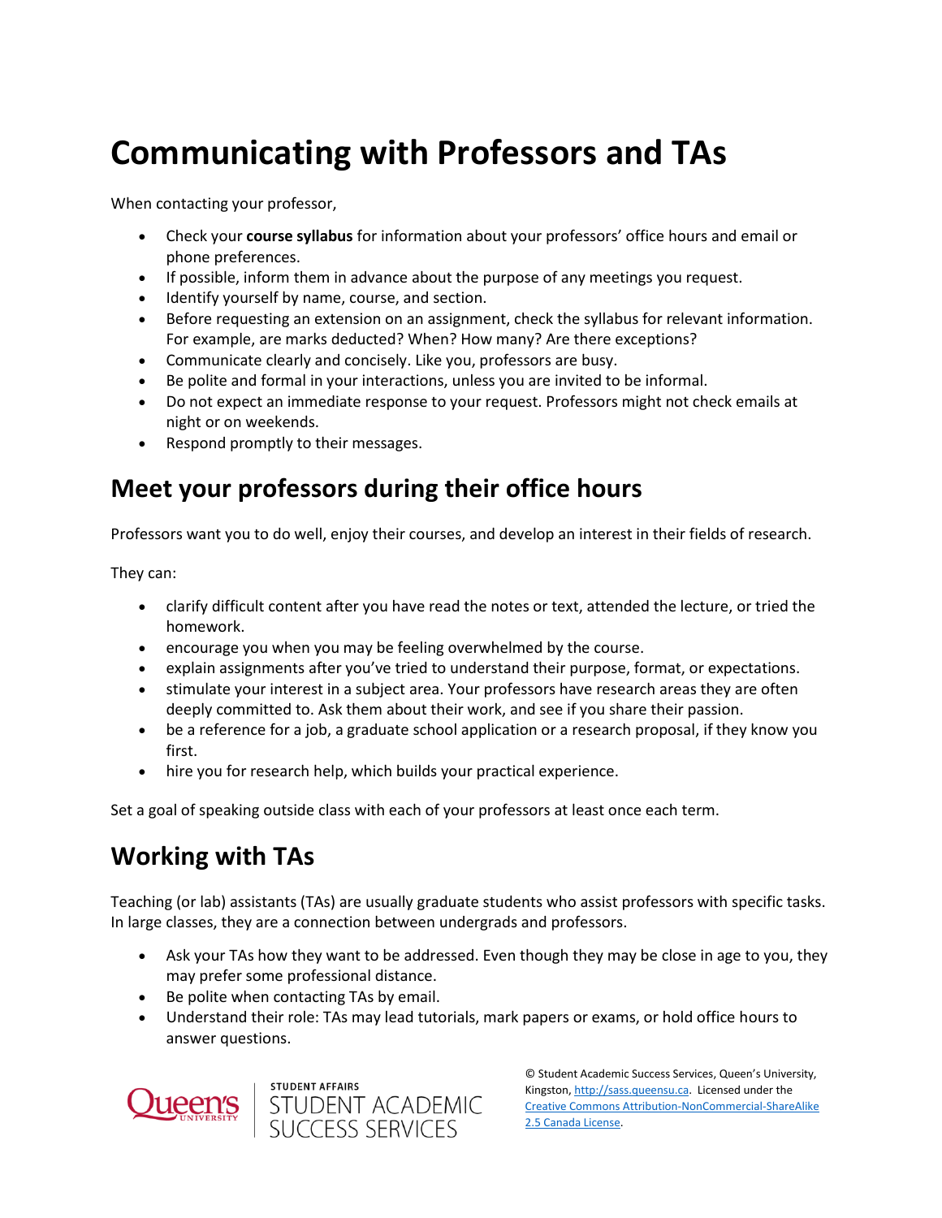# Communicating with Professors and TAs

When contacting your professor,

- Check your **course syllabus** for information about your professors' office hours and email or phone preferences.
- If possible, inform them in advance about the purpose of any meetings you request.
- Identify yourself by name, course, and section.
- Before requesting an extension on an assignment, check the syllabus for relevant information. For example, are marks deducted? When? How many? Are there exceptions?
- Communicate clearly and concisely. Like you, professors are busy.
- Be polite and formal in your interactions, unless you are invited to be informal.
- Do not expect an immediate response to your request. Professors might not check emails at night or on weekends.
- Respond promptly to their messages.

## Meet your professors during their office hours

Professors want you to do well, enjoy their courses, and develop an interest in their fields of research.

They can:

- clarify difficult content after you have read the notes or text, attended the lecture, or tried the homework.
- encourage you when you may be feeling overwhelmed by the course.
- explain assignments after you've tried to understand their purpose, format, or expectations.
- stimulate your interest in a subject area. Your professors have research areas they are often deeply committed to. Ask them about their work, and see if you share their passion.
- be a reference for a job, a graduate school application or a research proposal, if they know you first.
- hire you for research help, which builds your practical experience.

Set a goal of speaking outside class with each of your professors at least once each term.

## Working with TAs

Teaching (or lab) assistants (TAs) are usually graduate students who assist professors with specific tasks. In large classes, they are a connection between undergrads and professors.

- Ask your TAs how they want to be addressed. Even though they may be close in age to you, they may prefer some professional distance.
- Be polite when contacting TAs by email.
- Understand their role: TAs may lead tutorials, mark papers or exams, or hold office hours to answer questions.

Queen's University | STUDENT AFFAIRS STUDENT ACADEMIC SUCCESS SERVICES

© Student Academic Success Services, Queen's University, Kingston, http://sass.queensu.ca. Licensed under the Creative Commons Attribution-NonCommercial-ShareAlike 2.5 Canada License.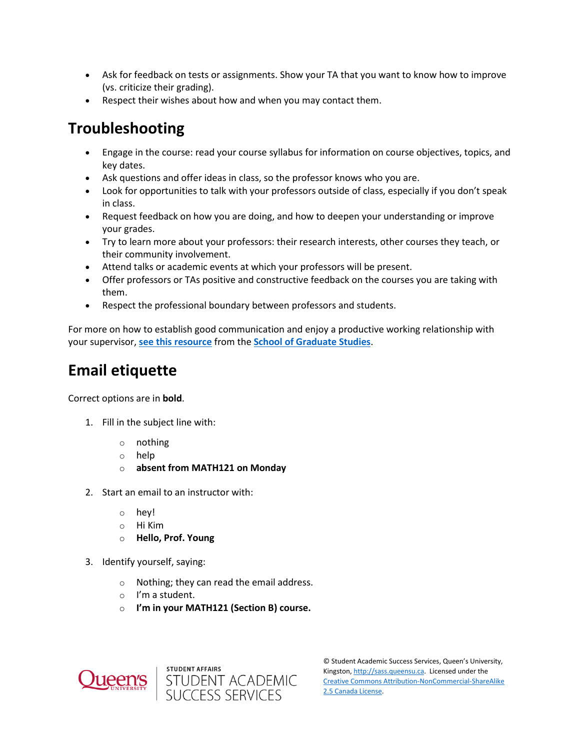- Ask for feedback on tests or assignments. Show your TA that you want to know how to improve (vs. criticize their grading).
- Respect their wishes about how and when you may contact them.

## Troubleshooting

- Engage in the course: read your course syllabus for information on course objectives, topics, and key dates.
- Ask questions and offer ideas in class, so the professor knows who you are.
- Look for opportunities to talk with your professors outside of class, especially if you don't speak in class.
- Request feedback on how you are doing, and how to deepen your understanding or improve your grades.
- Try to learn more about your professors: their research interests, other courses they teach, or their community involvement.
- Attend talks or academic events at which your professors will be present.
- Offer professors or TAs positive and constructive feedback on the courses you are taking with them.
- Respect the professional boundary between professors and students.

For more on how to establish good communication and enjoy a productive working relationship with your supervisor, **see this resource** from the **School of Graduate Studies**.

## Email etiquette

Correct options are in **bold**.

1. Fill in the subject line with:
   - nothing
   - help
   - **absent from MATH121 on Monday**

2. Start an email to an instructor with:
   - hey!
   - Hi Kim
   - **Hello, Prof. Young**

3. Identify yourself, saying:
   - Nothing; they can read the email address.
   - I'm a student.
   - **I'm in your MATH121 (Section B) course.**

© Student Academic Success Services, Queen's University, Kingston, http://sass.queensu.ca. Licensed under the Creative Commons Attribution-NonCommercial-ShareAlike 2.5 Canada License.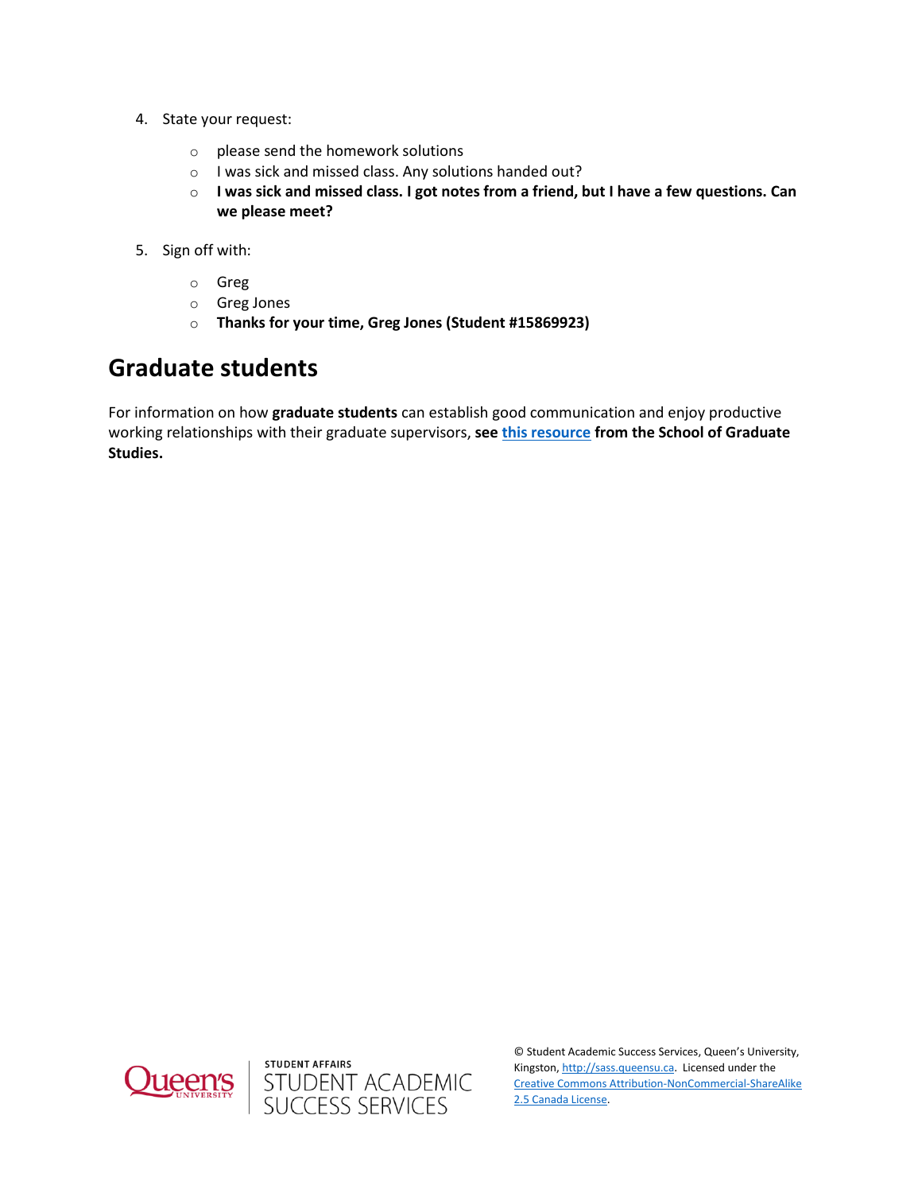4. State your request:
    - please send the homework solutions
    - I was sick and missed class. Any solutions handed out?
    - **I was sick and missed class. I got notes from a friend, but I have a few questions. Can we please meet?**

5. Sign off with:
    - Greg
    - Greg Jones
    - **Thanks for your time, Greg Jones (Student #15869923)**

## Graduate students

For information on how **graduate students** can establish good communication and enjoy productive working relationships with their graduate supervisors, **see this resource from the School of Graduate Studies.**

Queen's University STUDENT AFFAIRS STUDENT ACADEMIC SUCCESS SERVICES

© Student Academic Success Services, Queen's University, Kingston, http://sass.queensu.ca. Licensed under the Creative Commons Attribution-NonCommercial-ShareAlike 2.5 Canada License.